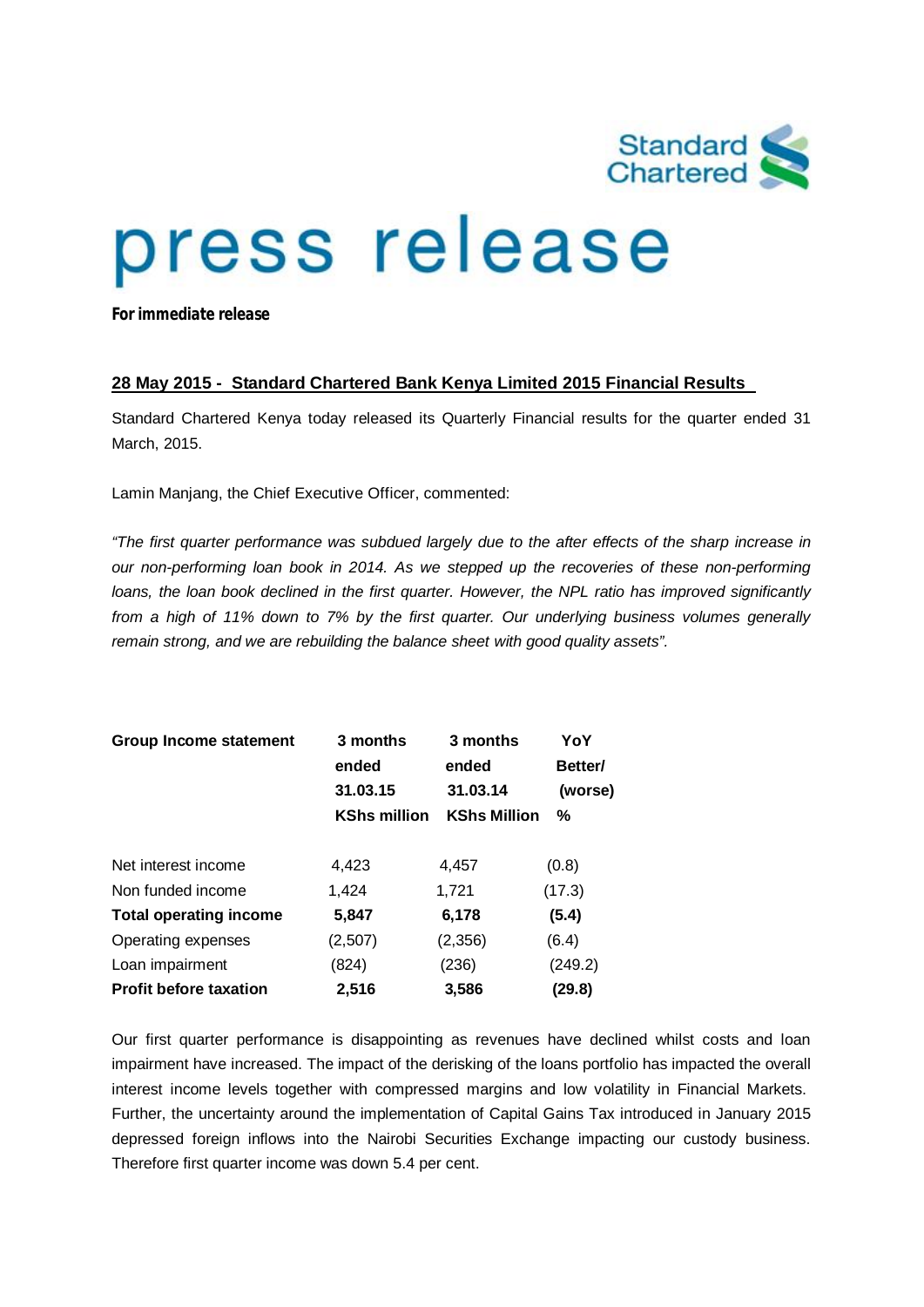# press release

***For immediate release***

**28 May 2015 - Standard Chartered Bank Kenya Limited 2015 Financial Results**

Standard Chartered Kenya today released its Quarterly Financial results for the quarter ended 31 March, 2015.

Lamin Manjang, the Chief Executive Officer, commented:

*"The first quarter performance was subdued largely due to the after effects of the sharp increase in our non-performing loan book in 2014. As we stepped up the recoveries of these non-performing loans, the loan book declined in the first quarter. However, the NPL ratio has improved significantly from a high of 11% down to 7% by the first quarter. Our underlying business volumes generally remain strong, and we are rebuilding the balance sheet with good quality assets".*

| Group Income statement | 3 months ended 31.03.15 KShs million | 3 months ended 31.03.14 KShs Million | YoY Better/ (worse) % |
|---|---|---|---|
| Net interest income | 4,423 | 4,457 | (0.8) |
| Non funded income | 1,424 | 1,721 | (17.3) |
| **Total operating income** | **5,847** | **6,178** | **(5.4)** |
| Operating expenses | (2,507) | (2,356) | (6.4) |
| Loan impairment | (824) | (236) | (249.2) |
| **Profit before taxation** | **2,516** | **3,586** | **(29.8)** |

Our first quarter performance is disappointing as revenues have declined whilst costs and loan impairment have increased. The impact of the derisking of the loans portfolio has impacted the overall interest income levels together with compressed margins and low volatility in Financial Markets. Further, the uncertainty around the implementation of Capital Gains Tax introduced in January 2015 depressed foreign inflows into the Nairobi Securities Exchange impacting our custody business. Therefore first quarter income was down 5.4 per cent.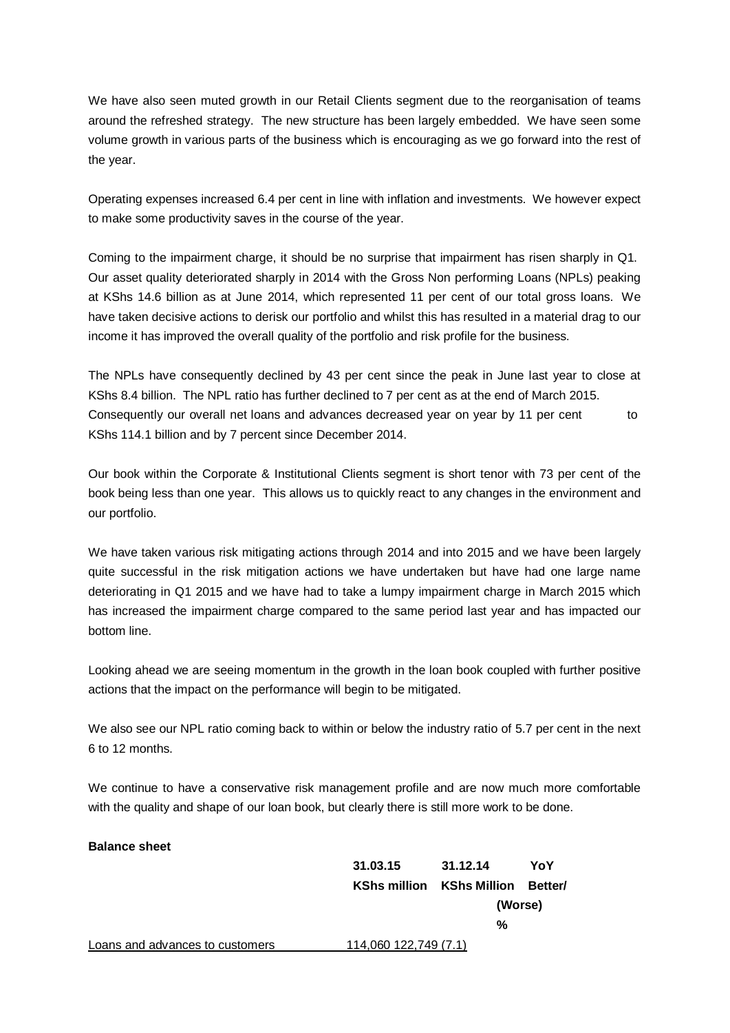We have also seen muted growth in our Retail Clients segment due to the reorganisation of teams around the refreshed strategy. The new structure has been largely embedded. We have seen some volume growth in various parts of the business which is encouraging as we go forward into the rest of the year.

Operating expenses increased 6.4 per cent in line with inflation and investments. We however expect to make some productivity saves in the course of the year.

Coming to the impairment charge, it should be no surprise that impairment has risen sharply in Q1. Our asset quality deteriorated sharply in 2014 with the Gross Non performing Loans (NPLs) peaking at KShs 14.6 billion as at June 2014, which represented 11 per cent of our total gross loans. We have taken decisive actions to derisk our portfolio and whilst this has resulted in a material drag to our income it has improved the overall quality of the portfolio and risk profile for the business.

The NPLs have consequently declined by 43 per cent since the peak in June last year to close at KShs 8.4 billion. The NPL ratio has further declined to 7 per cent as at the end of March 2015. Consequently our overall net loans and advances decreased year on year by 11 per cent to KShs 114.1 billion and by 7 percent since December 2014.

Our book within the Corporate & Institutional Clients segment is short tenor with 73 per cent of the book being less than one year. This allows us to quickly react to any changes in the environment and our portfolio.

We have taken various risk mitigating actions through 2014 and into 2015 and we have been largely quite successful in the risk mitigation actions we have undertaken but have had one large name deteriorating in Q1 2015 and we have had to take a lumpy impairment charge in March 2015 which has increased the impairment charge compared to the same period last year and has impacted our bottom line.

Looking ahead we are seeing momentum in the growth in the loan book coupled with further positive actions that the impact on the performance will begin to be mitigated.

We also see our NPL ratio coming back to within or below the industry ratio of 5.7 per cent in the next 6 to 12 months.

We continue to have a conservative risk management profile and are now much more comfortable with the quality and shape of our loan book, but clearly there is still more work to be done.

**Balance sheet**

| | 31.03.15 KShs million | 31.12.14 KShs Million | YoY Better/ (Worse) % |
|---|---|---|---|
| Loans and advances to customers | 114,060 | 122,749 | (7.1) |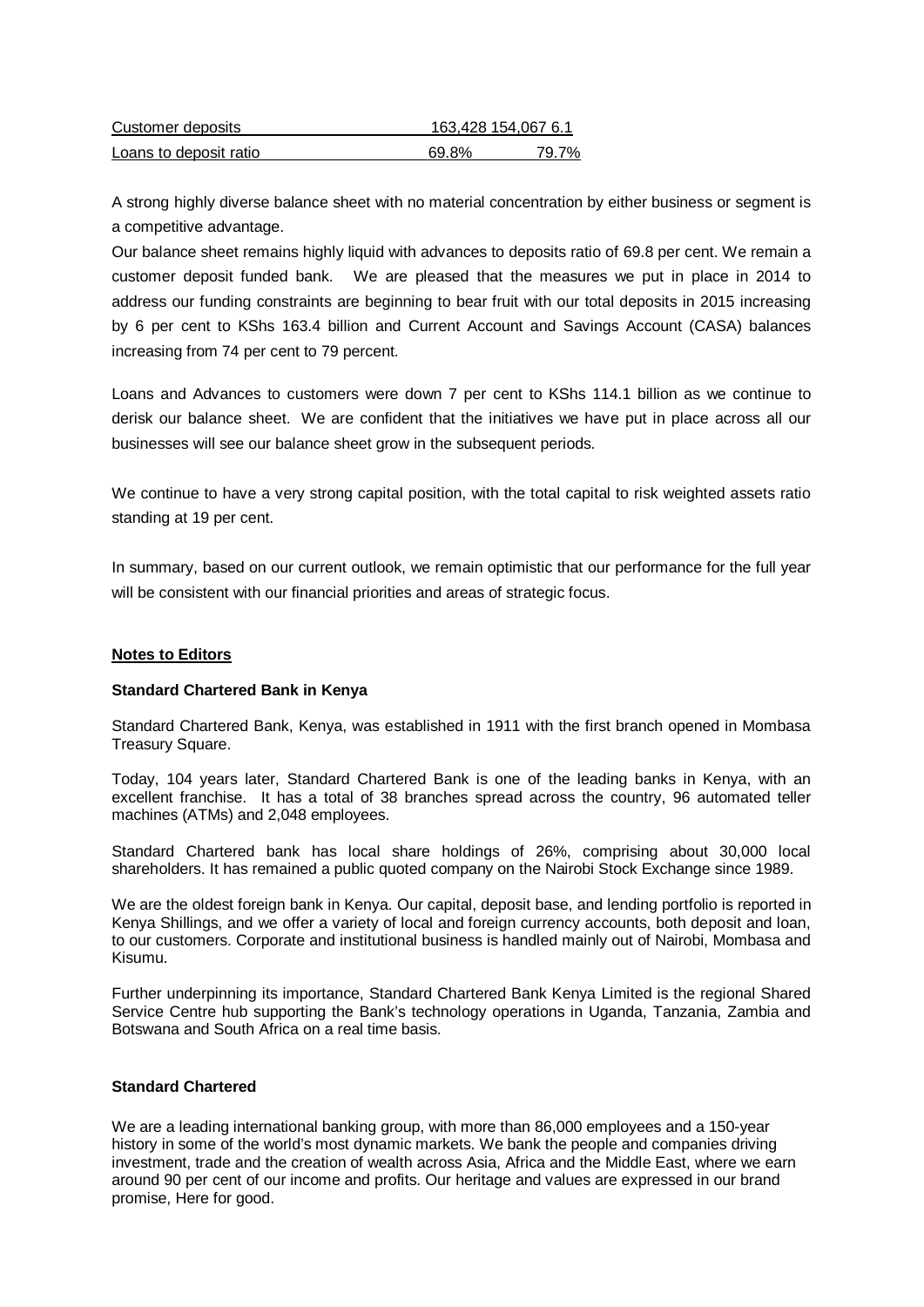| Customer deposits | 163,428 | 154,067 | 6.1 |
| --- | --- | --- | --- |
| Loans to deposit ratio | 69.8% | 79.7% | |

A strong highly diverse balance sheet with no material concentration by either business or segment is a competitive advantage.

Our balance sheet remains highly liquid with advances to deposits ratio of 69.8 per cent. We remain a customer deposit funded bank. We are pleased that the measures we put in place in 2014 to address our funding constraints are beginning to bear fruit with our total deposits in 2015 increasing by 6 per cent to KShs 163.4 billion and Current Account and Savings Account (CASA) balances increasing from 74 per cent to 79 percent.

Loans and Advances to customers were down 7 per cent to KShs 114.1 billion as we continue to derisk our balance sheet. We are confident that the initiatives we have put in place across all our businesses will see our balance sheet grow in the subsequent periods.

We continue to have a very strong capital position, with the total capital to risk weighted assets ratio standing at 19 per cent.

In summary, based on our current outlook, we remain optimistic that our performance for the full year will be consistent with our financial priorities and areas of strategic focus.

**Notes to Editors**

**Standard Chartered Bank in Kenya**

Standard Chartered Bank, Kenya, was established in 1911 with the first branch opened in Mombasa Treasury Square.

Today, 104 years later, Standard Chartered Bank is one of the leading banks in Kenya, with an excellent franchise. It has a total of 38 branches spread across the country, 96 automated teller machines (ATMs) and 2,048 employees.

Standard Chartered bank has local share holdings of 26%, comprising about 30,000 local shareholders. It has remained a public quoted company on the Nairobi Stock Exchange since 1989.

We are the oldest foreign bank in Kenya. Our capital, deposit base, and lending portfolio is reported in Kenya Shillings, and we offer a variety of local and foreign currency accounts, both deposit and loan, to our customers. Corporate and institutional business is handled mainly out of Nairobi, Mombasa and Kisumu.

Further underpinning its importance, Standard Chartered Bank Kenya Limited is the regional Shared Service Centre hub supporting the Bank's technology operations in Uganda, Tanzania, Zambia and Botswana and South Africa on a real time basis.

**Standard Chartered**

We are a leading international banking group, with more than 86,000 employees and a 150-year history in some of the world's most dynamic markets. We bank the people and companies driving investment, trade and the creation of wealth across Asia, Africa and the Middle East, where we earn around 90 per cent of our income and profits. Our heritage and values are expressed in our brand promise, Here for good.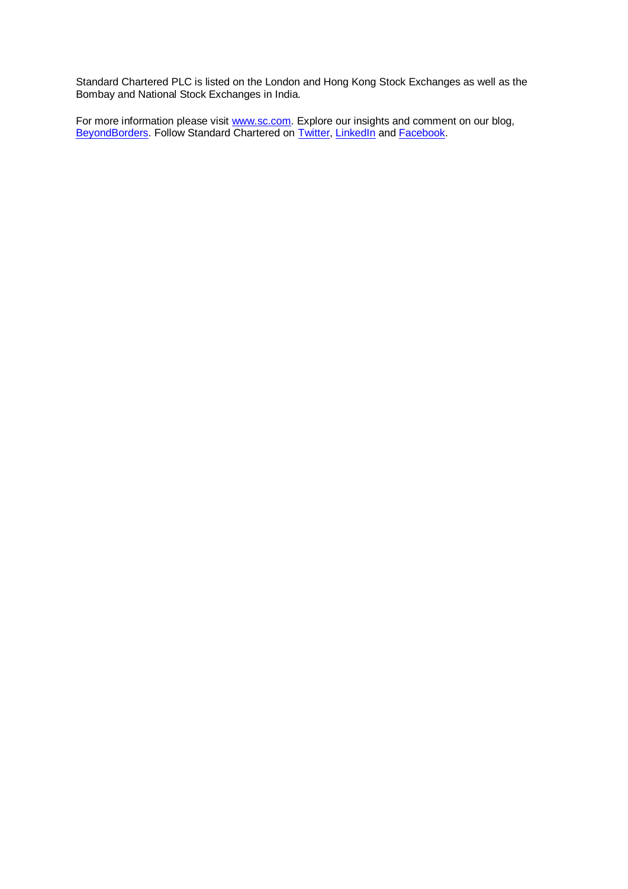Standard Chartered PLC is listed on the London and Hong Kong Stock Exchanges as well as the Bombay and National Stock Exchanges in India.

For more information please visit www.sc.com. Explore our insights and comment on our blog, BeyondBorders. Follow Standard Chartered on Twitter, LinkedIn and Facebook.